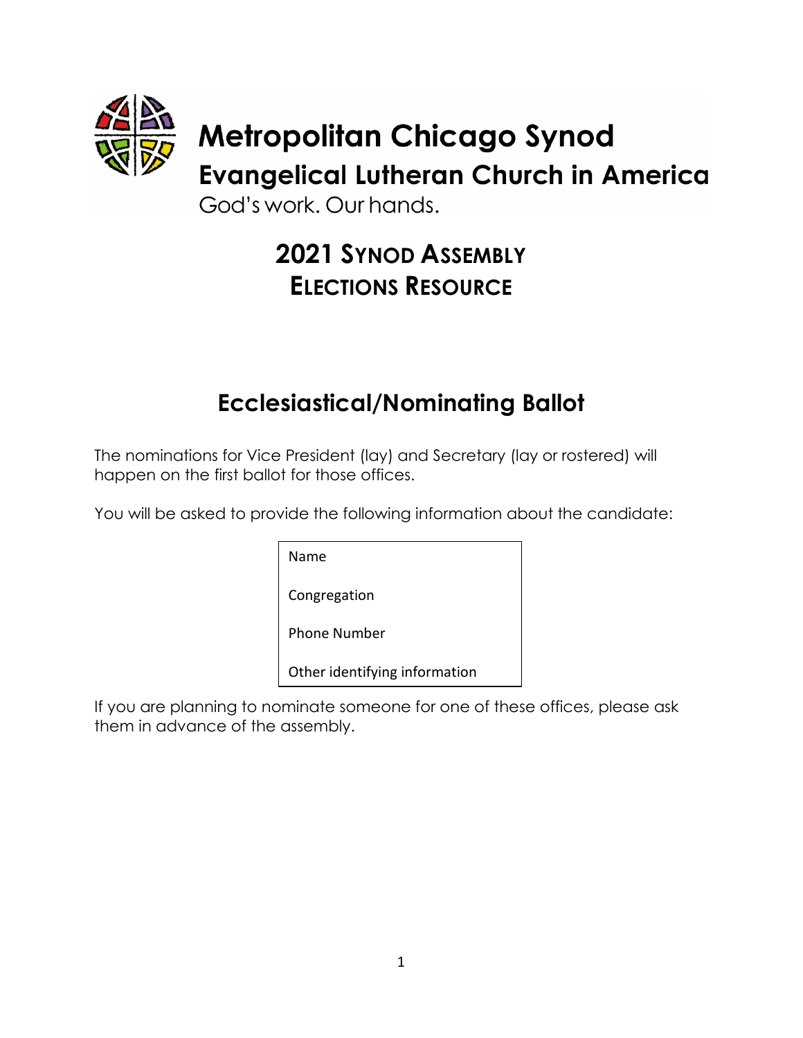# Metropolitan Chicago Synod

## Evangelical Lutheran Church in America

God's work. Our hands.

## 2021 Synod Assembly Elections Resource

## Ecclesiastical/Nominating Ballot

The nominations for Vice President (lay) and Secretary (lay or rostered) will happen on the first ballot for those offices.

You will be asked to provide the following information about the candidate:

| Name |
| --- |
| Congregation |
| Phone Number |
| Other identifying information |

If you are planning to nominate someone for one of these offices, please ask them in advance of the assembly.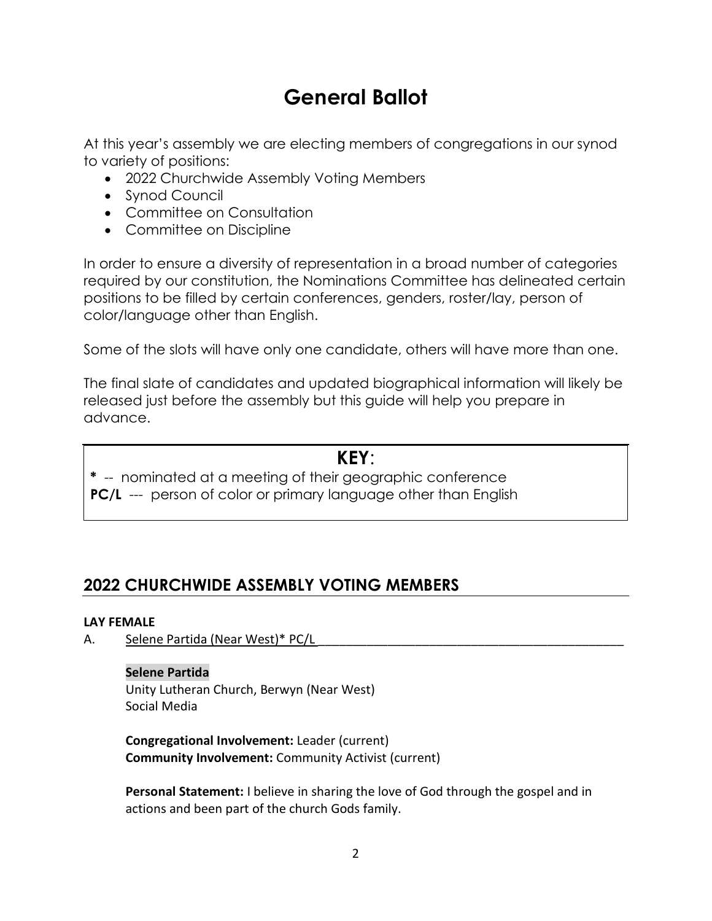# General Ballot

At this year's assembly we are electing members of congregations in our synod to variety of positions:

- 2022 Churchwide Assembly Voting Members
- Synod Council
- Committee on Consultation
- Committee on Discipline

In order to ensure a diversity of representation in a broad number of categories required by our constitution, the Nominations Committee has delineated certain positions to be filled by certain conferences, genders, roster/lay, person of color/language other than English.

Some of the slots will have only one candidate, others will have more than one.

The final slate of candidates and updated biographical information will likely be released just before the assembly but this guide will help you prepare in advance.

---

**KEY**:

**\*** -- nominated at a meeting of their geographic conference
**PC/L** --- person of color or primary language other than English

---

## 2022 CHURCHWIDE ASSEMBLY VOTING MEMBERS

**LAY FEMALE**

A. Selene Partida (Near West)* PC/L

**Selene Partida**
Unity Lutheran Church, Berwyn (Near West)
Social Media

**Congregational Involvement:** Leader (current)
**Community Involvement:** Community Activist (current)

**Personal Statement:** I believe in sharing the love of God through the gospel and in actions and been part of the church Gods family.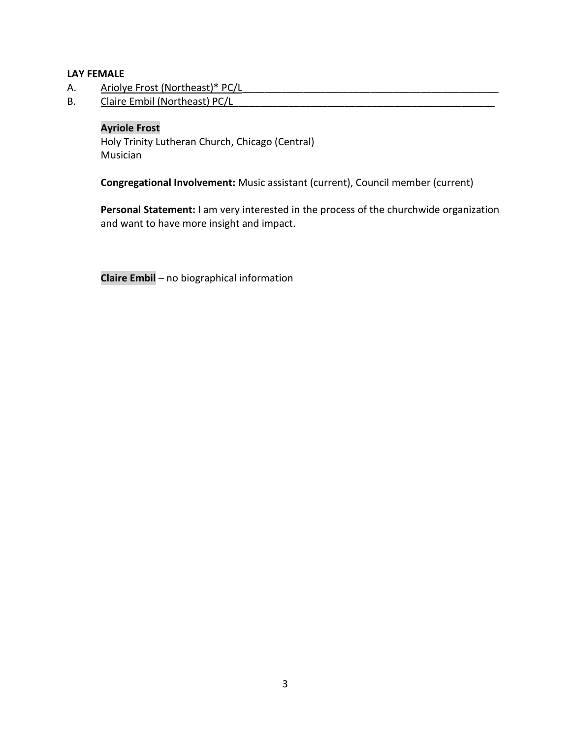**LAY FEMALE**

A. Ariolye Frost (Northeast)* PC/L_______________________________________________

B. Claire Embil (Northeast) PC/L________________________________________________

**Ayriole Frost**
Holy Trinity Lutheran Church, Chicago (Central)
Musician

**Congregational Involvement:** Music assistant (current), Council member (current)

**Personal Statement:** I am very interested in the process of the churchwide organization and want to have more insight and impact.

**Claire Embil** – no biographical information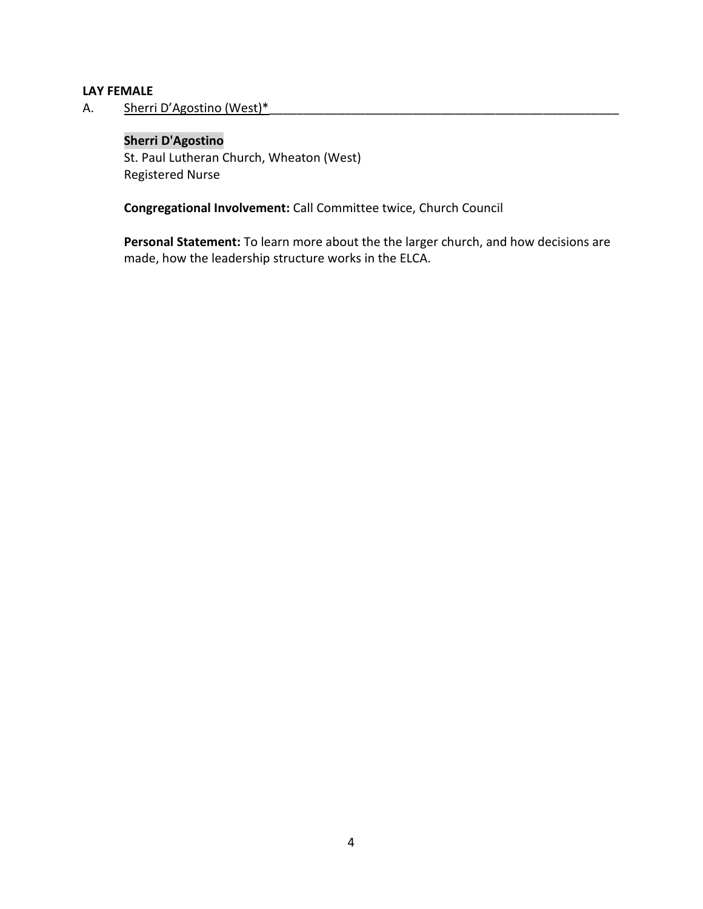**LAY FEMALE**

A. Sherri D’Agostino (West)*

**Sherri D'Agostino**
St. Paul Lutheran Church, Wheaton (West)
Registered Nurse

**Congregational Involvement:** Call Committee twice, Church Council

**Personal Statement:** To learn more about the the larger church, and how decisions are made, how the leadership structure works in the ELCA.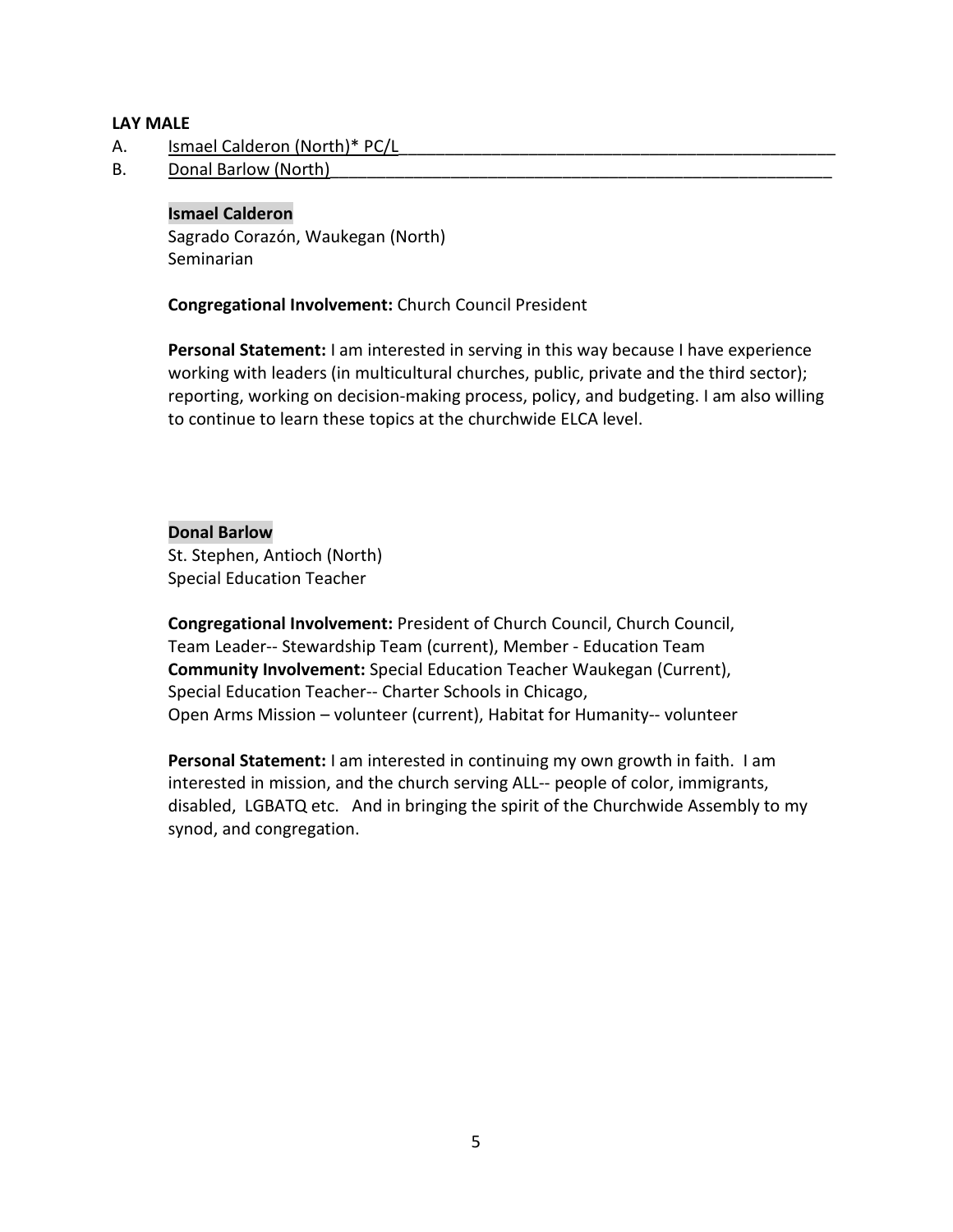**LAY MALE**

A. Ismael Calderon (North)* PC/L

B. Donal Barlow (North)

**Ismael Calderon**
Sagrado Corazón, Waukegan (North)
Seminarian

**Congregational Involvement:** Church Council President

**Personal Statement:** I am interested in serving in this way because I have experience working with leaders (in multicultural churches, public, private and the third sector); reporting, working on decision-making process, policy, and budgeting. I am also willing to continue to learn these topics at the churchwide ELCA level.

**Donal Barlow**
St. Stephen, Antioch (North)
Special Education Teacher

**Congregational Involvement:** President of Church Council, Church Council, Team Leader-- Stewardship Team (current), Member - Education Team
**Community Involvement:** Special Education Teacher Waukegan (Current), Special Education Teacher-- Charter Schools in Chicago, Open Arms Mission – volunteer (current), Habitat for Humanity-- volunteer

**Personal Statement:** I am interested in continuing my own growth in faith. I am interested in mission, and the church serving ALL-- people of color, immigrants, disabled, LGBATQ etc. And in bringing the spirit of the Churchwide Assembly to my synod, and congregation.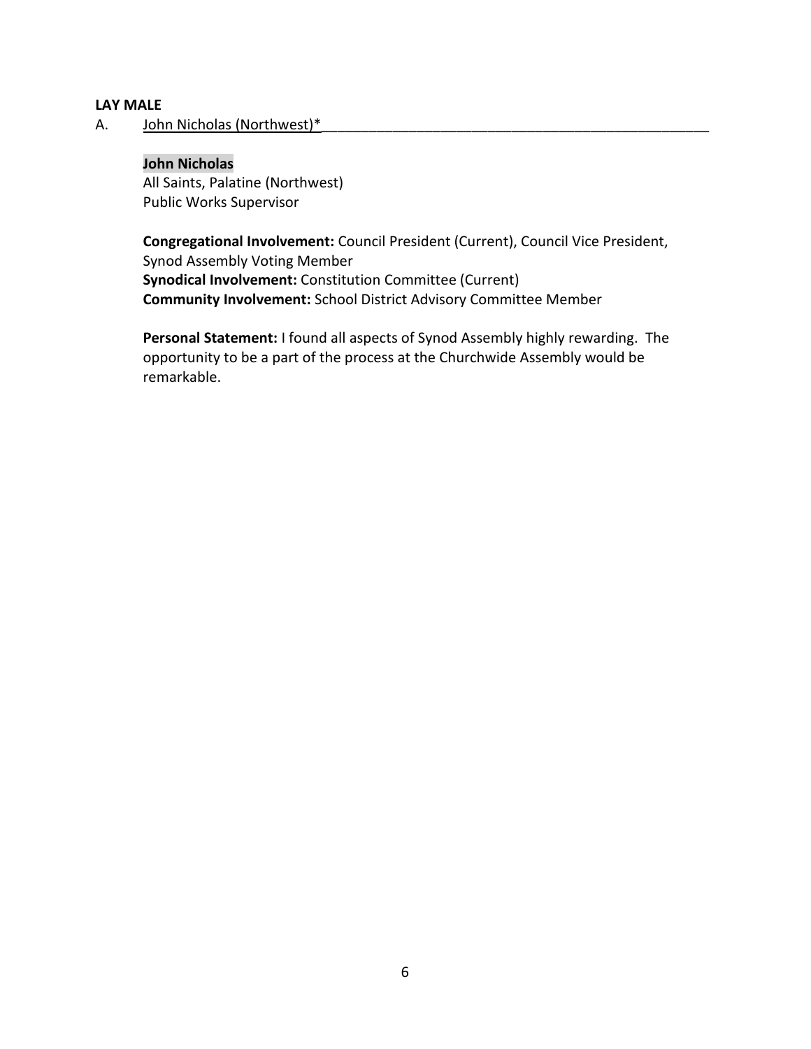**LAY MALE**

A. John Nicholas (Northwest)*

**John Nicholas**
All Saints, Palatine (Northwest)
Public Works Supervisor

**Congregational Involvement:** Council President (Current), Council Vice President, Synod Assembly Voting Member
**Synodical Involvement:** Constitution Committee (Current)
**Community Involvement:** School District Advisory Committee Member

**Personal Statement:** I found all aspects of Synod Assembly highly rewarding. The opportunity to be a part of the process at the Churchwide Assembly would be remarkable.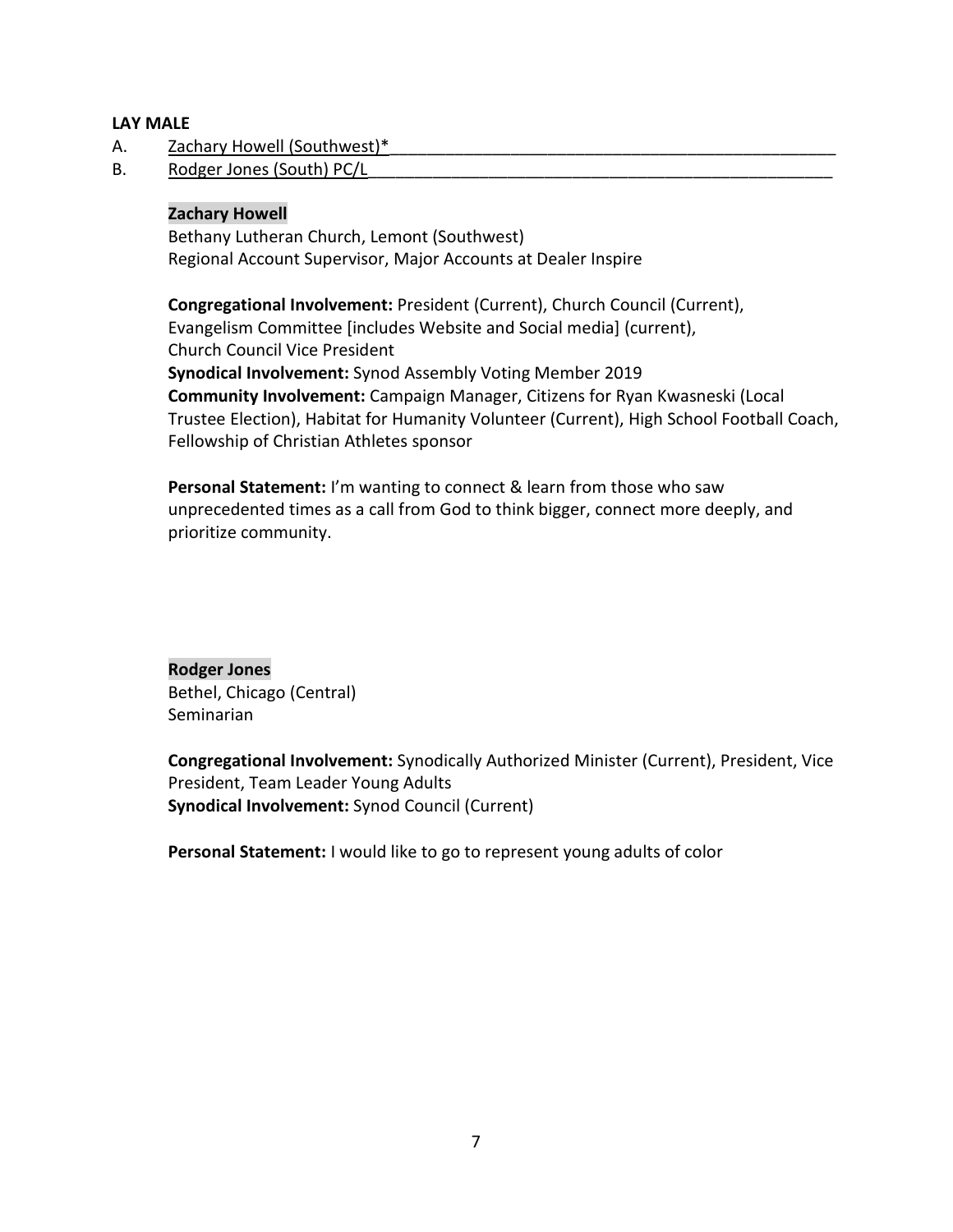**LAY MALE**

A. Zachary Howell (Southwest)*___________________________________________________

B. Rodger Jones (South) PC/L_____________________________________________________

**Zachary Howell**
Bethany Lutheran Church, Lemont (Southwest)
Regional Account Supervisor, Major Accounts at Dealer Inspire

**Congregational Involvement:** President (Current), Church Council (Current), Evangelism Committee [includes Website and Social media] (current), Church Council Vice President
**Synodical Involvement:** Synod Assembly Voting Member 2019
**Community Involvement:** Campaign Manager, Citizens for Ryan Kwasneski (Local Trustee Election), Habitat for Humanity Volunteer (Current), High School Football Coach, Fellowship of Christian Athletes sponsor

**Personal Statement:** I'm wanting to connect & learn from those who saw unprecedented times as a call from God to think bigger, connect more deeply, and prioritize community.

**Rodger Jones**
Bethel, Chicago (Central)
Seminarian

**Congregational Involvement:** Synodically Authorized Minister (Current), President, Vice President, Team Leader Young Adults
**Synodical Involvement:** Synod Council (Current)

**Personal Statement:** I would like to go to represent young adults of color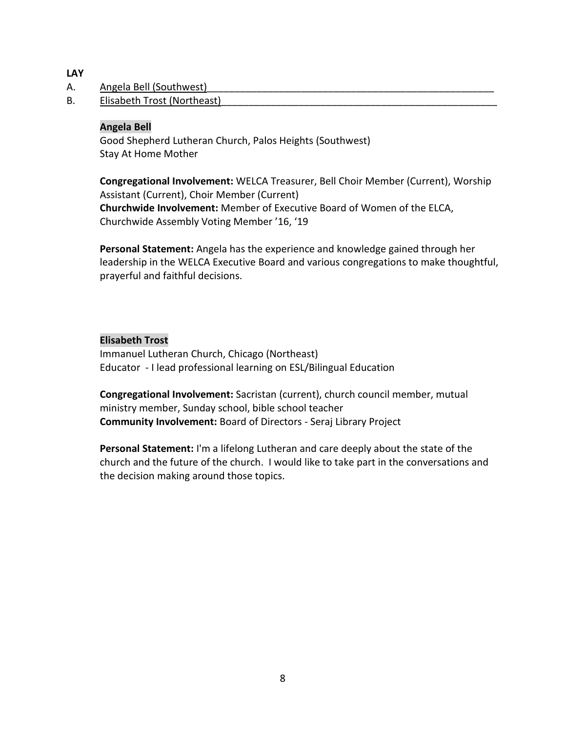**LAY**

A. Angela Bell (Southwest)

B. Elisabeth Trost (Northeast)

**Angela Bell**
Good Shepherd Lutheran Church, Palos Heights (Southwest)
Stay At Home Mother

**Congregational Involvement:** WELCA Treasurer, Bell Choir Member (Current), Worship Assistant (Current), Choir Member (Current)
**Churchwide Involvement:** Member of Executive Board of Women of the ELCA, Churchwide Assembly Voting Member '16, '19

**Personal Statement:** Angela has the experience and knowledge gained through her leadership in the WELCA Executive Board and various congregations to make thoughtful, prayerful and faithful decisions.

**Elisabeth Trost**
Immanuel Lutheran Church, Chicago (Northeast)
Educator - I lead professional learning on ESL/Bilingual Education

**Congregational Involvement:** Sacristan (current), church council member, mutual ministry member, Sunday school, bible school teacher
**Community Involvement:** Board of Directors - Seraj Library Project

**Personal Statement:** I'm a lifelong Lutheran and care deeply about the state of the church and the future of the church. I would like to take part in the conversations and the decision making around those topics.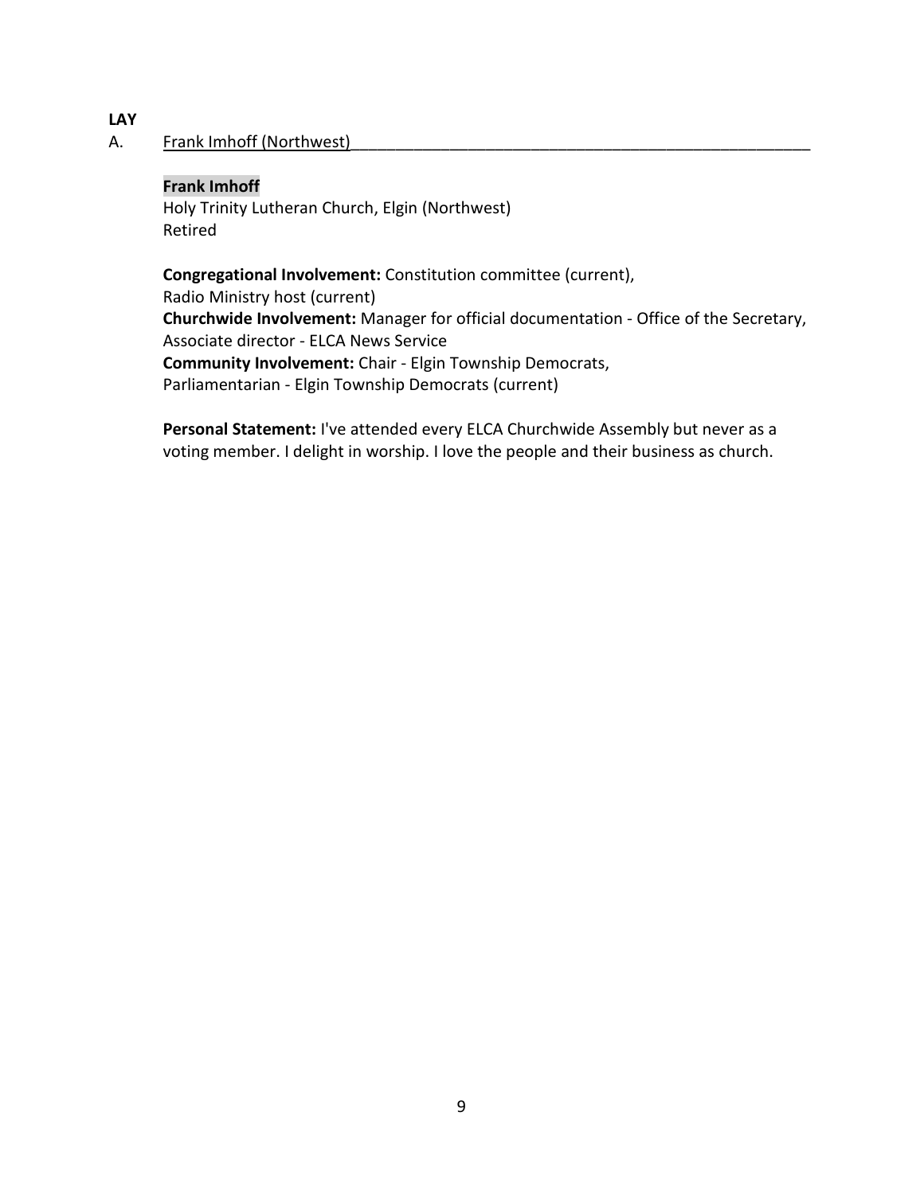**LAY**

A. Frank Imhoff (Northwest)

**Frank Imhoff**
Holy Trinity Lutheran Church, Elgin (Northwest)
Retired

**Congregational Involvement:** Constitution committee (current), Radio Ministry host (current)
**Churchwide Involvement:** Manager for official documentation - Office of the Secretary, Associate director - ELCA News Service
**Community Involvement:** Chair - Elgin Township Democrats, Parliamentarian - Elgin Township Democrats (current)

**Personal Statement:** I've attended every ELCA Churchwide Assembly but never as a voting member. I delight in worship. I love the people and their business as church.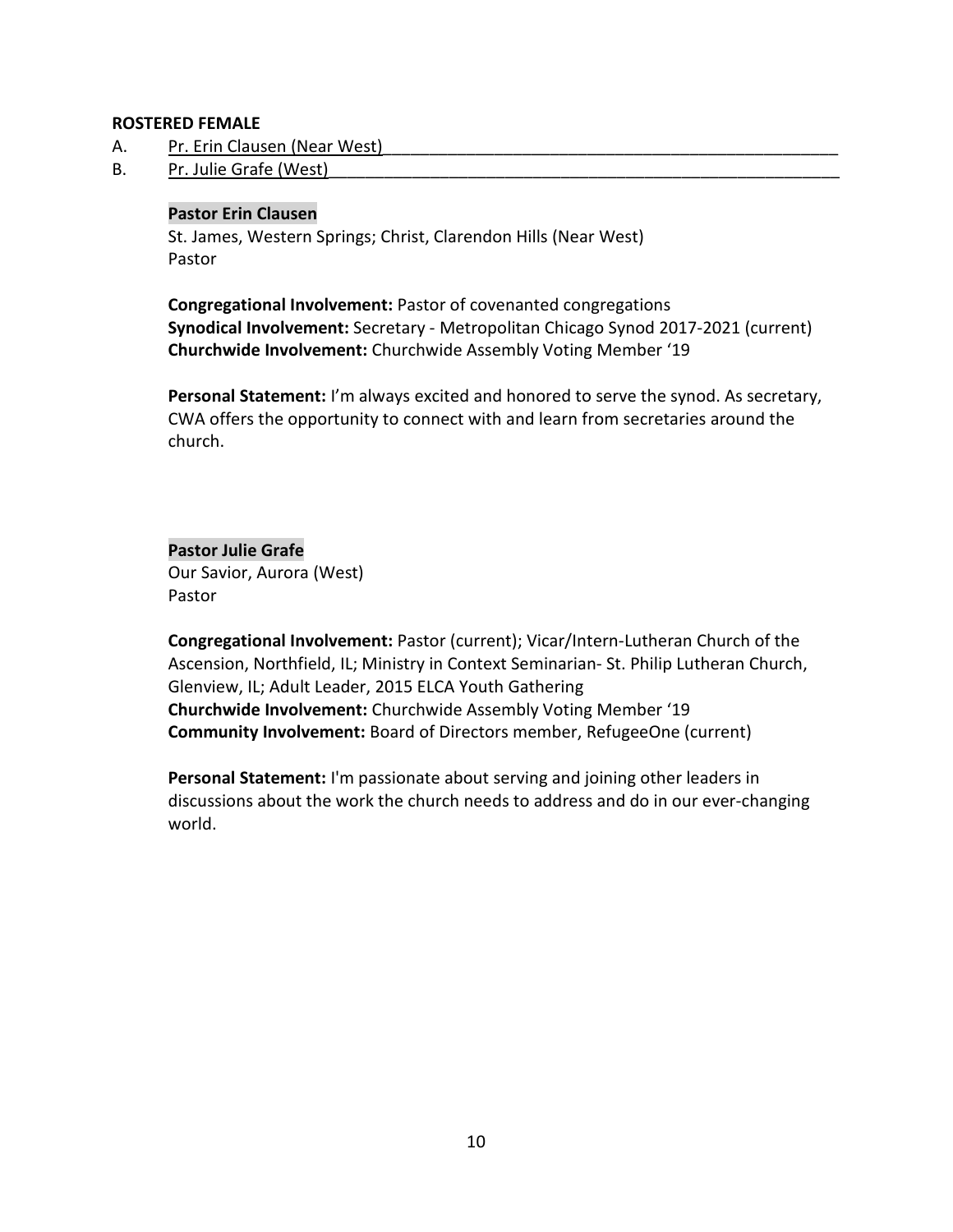**ROSTERED FEMALE**

A. Pr. Erin Clausen (Near West)\_\_\_\_\_\_\_\_\_\_\_\_\_\_\_\_\_\_\_\_\_\_\_\_\_\_\_\_\_\_\_\_\_\_\_\_\_\_\_\_\_\_\_\_\_\_\_\_\_\_

B. Pr. Julie Grafe (West)\_\_\_\_\_\_\_\_\_\_\_\_\_\_\_\_\_\_\_\_\_\_\_\_\_\_\_\_\_\_\_\_\_\_\_\_\_\_\_\_\_\_\_\_\_\_\_\_\_\_\_\_\_\_\_\_

**Pastor Erin Clausen**
St. James, Western Springs; Christ, Clarendon Hills (Near West)
Pastor

**Congregational Involvement:** Pastor of covenanted congregations
**Synodical Involvement:** Secretary - Metropolitan Chicago Synod 2017-2021 (current)
**Churchwide Involvement:** Churchwide Assembly Voting Member '19

**Personal Statement:** I'm always excited and honored to serve the synod. As secretary, CWA offers the opportunity to connect with and learn from secretaries around the church.

**Pastor Julie Grafe**
Our Savior, Aurora (West)
Pastor

**Congregational Involvement:** Pastor (current); Vicar/Intern-Lutheran Church of the Ascension, Northfield, IL; Ministry in Context Seminarian- St. Philip Lutheran Church, Glenview, IL; Adult Leader, 2015 ELCA Youth Gathering
**Churchwide Involvement:** Churchwide Assembly Voting Member '19
**Community Involvement:** Board of Directors member, RefugeeOne (current)

**Personal Statement:** I'm passionate about serving and joining other leaders in discussions about the work the church needs to address and do in our ever-changing world.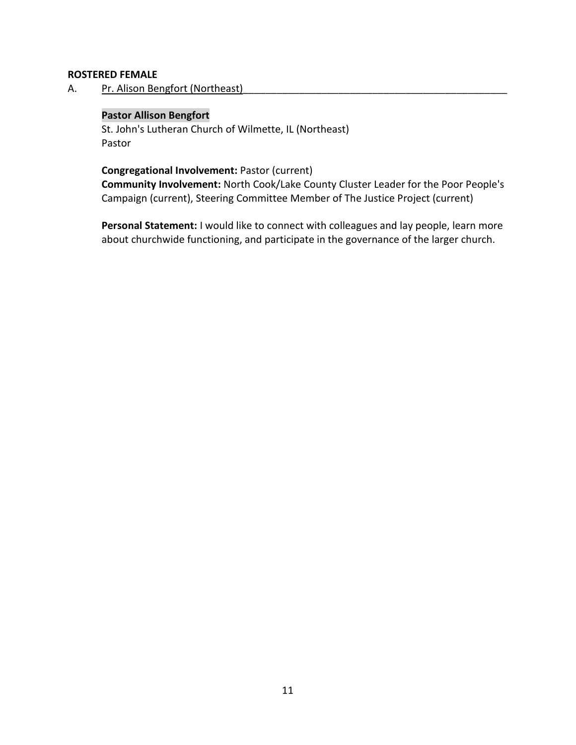**ROSTERED FEMALE**

A. Pr. Alison Bengfort (Northeast)

**Pastor Allison Bengfort**
St. John's Lutheran Church of Wilmette, IL (Northeast)
Pastor

**Congregational Involvement:** Pastor (current)
**Community Involvement:** North Cook/Lake County Cluster Leader for the Poor People's Campaign (current), Steering Committee Member of The Justice Project (current)

**Personal Statement:** I would like to connect with colleagues and lay people, learn more about churchwide functioning, and participate in the governance of the larger church.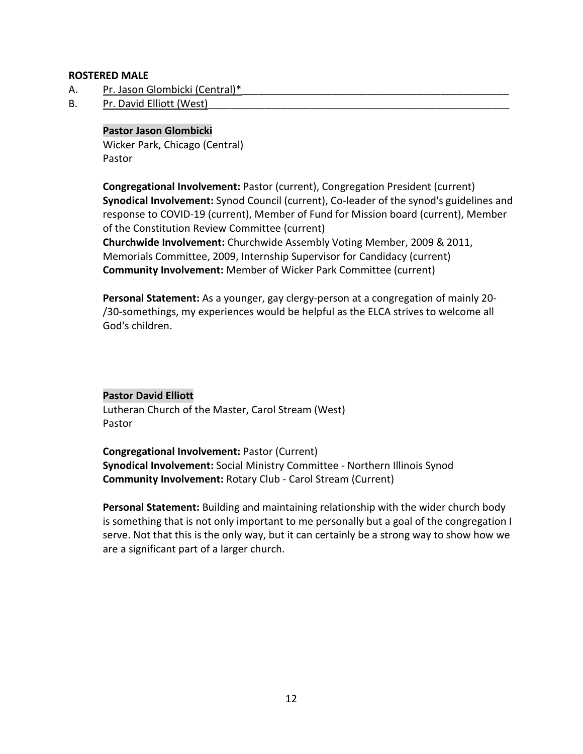**ROSTERED MALE**

A. Pr. Jason Glombicki (Central)*

B. Pr. David Elliott (West)

**Pastor Jason Glombicki**
Wicker Park, Chicago (Central)
Pastor

**Congregational Involvement:** Pastor (current), Congregation President (current)
**Synodical Involvement:** Synod Council (current), Co-leader of the synod's guidelines and response to COVID-19 (current), Member of Fund for Mission board (current), Member of the Constitution Review Committee (current)
**Churchwide Involvement:** Churchwide Assembly Voting Member, 2009 & 2011, Memorials Committee, 2009, Internship Supervisor for Candidacy (current)
**Community Involvement:** Member of Wicker Park Committee (current)

**Personal Statement:** As a younger, gay clergy-person at a congregation of mainly 20-/30-somethings, my experiences would be helpful as the ELCA strives to welcome all God's children.

**Pastor David Elliott**
Lutheran Church of the Master, Carol Stream (West)
Pastor

**Congregational Involvement:** Pastor (Current)
**Synodical Involvement:** Social Ministry Committee - Northern Illinois Synod
**Community Involvement:** Rotary Club - Carol Stream (Current)

**Personal Statement:** Building and maintaining relationship with the wider church body is something that is not only important to me personally but a goal of the congregation I serve. Not that this is the only way, but it can certainly be a strong way to show how we are a significant part of a larger church.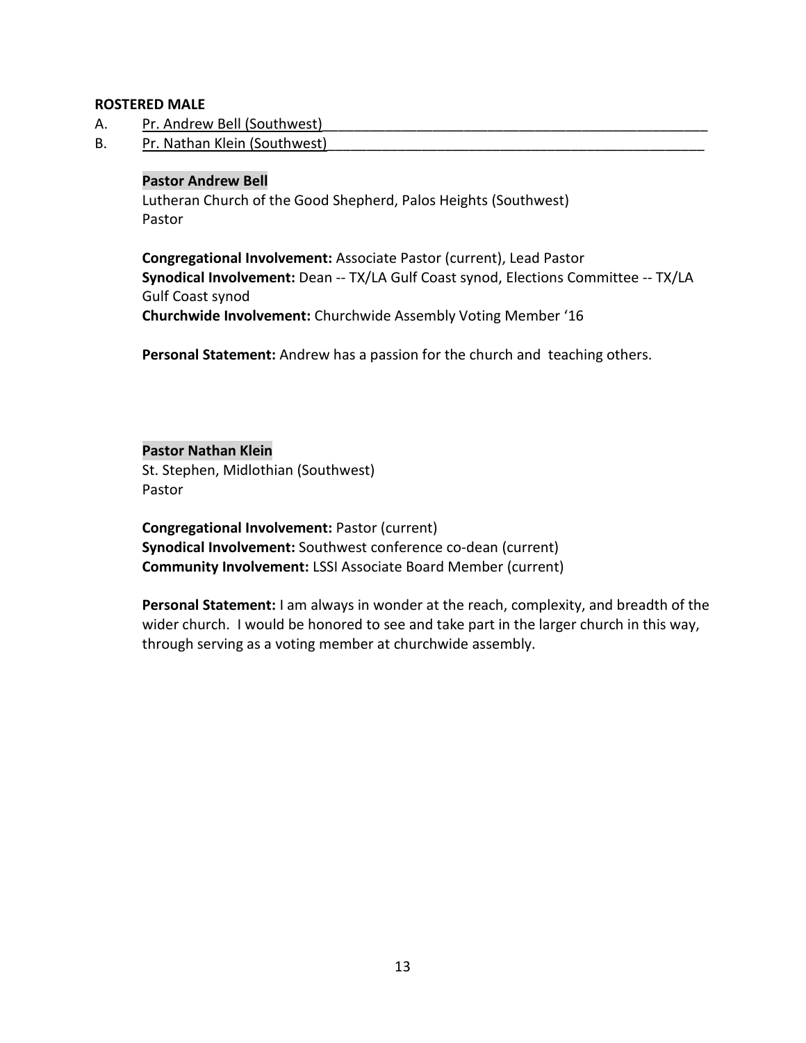**ROSTERED MALE**

A. Pr. Andrew Bell (Southwest)

B. Pr. Nathan Klein (Southwest)

**Pastor Andrew Bell**
Lutheran Church of the Good Shepherd, Palos Heights (Southwest)
Pastor

**Congregational Involvement:** Associate Pastor (current), Lead Pastor
**Synodical Involvement:** Dean -- TX/LA Gulf Coast synod, Elections Committee -- TX/LA Gulf Coast synod
**Churchwide Involvement:** Churchwide Assembly Voting Member '16

**Personal Statement:** Andrew has a passion for the church and teaching others.

**Pastor Nathan Klein**
St. Stephen, Midlothian (Southwest)
Pastor

**Congregational Involvement:** Pastor (current)
**Synodical Involvement:** Southwest conference co-dean (current)
**Community Involvement:** LSSI Associate Board Member (current)

**Personal Statement:** I am always in wonder at the reach, complexity, and breadth of the wider church. I would be honored to see and take part in the larger church in this way, through serving as a voting member at churchwide assembly.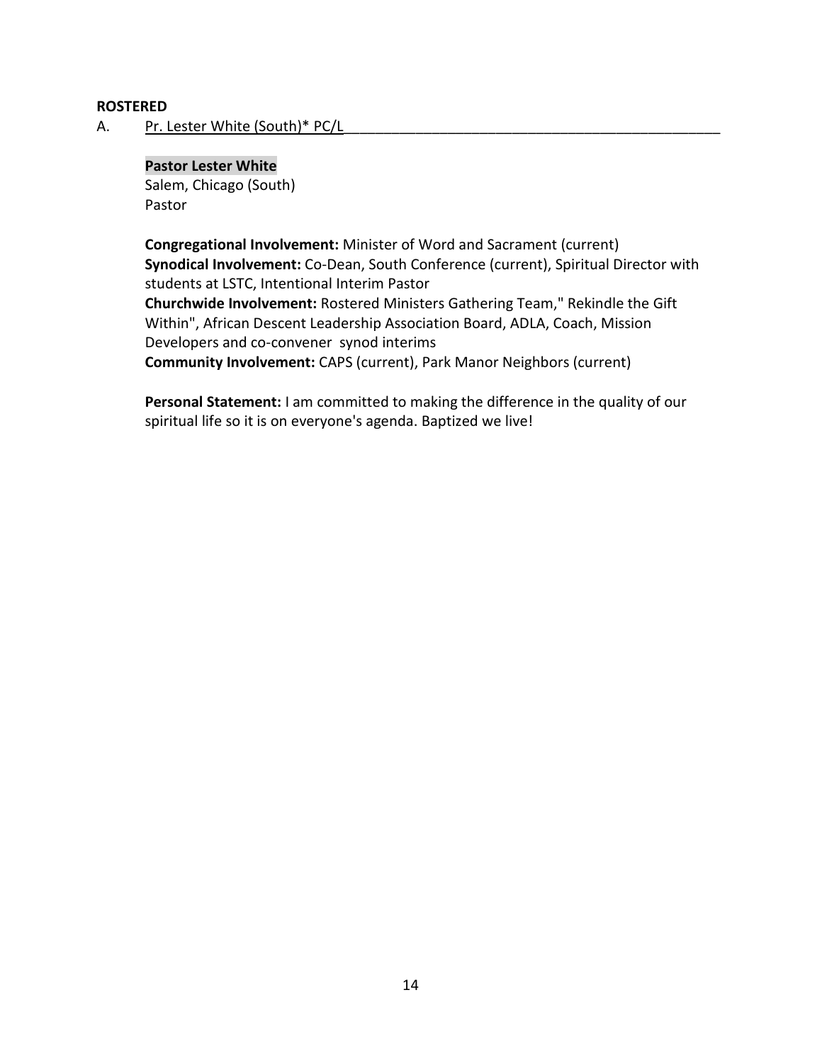**ROSTERED**

A. Pr. Lester White (South)* PC/L

**Pastor Lester White**
Salem, Chicago (South)
Pastor

**Congregational Involvement:** Minister of Word and Sacrament (current)
**Synodical Involvement:** Co-Dean, South Conference (current), Spiritual Director with students at LSTC, Intentional Interim Pastor
**Churchwide Involvement:** Rostered Ministers Gathering Team," Rekindle the Gift Within", African Descent Leadership Association Board, ADLA, Coach, Mission Developers and co-convener synod interims
**Community Involvement:** CAPS (current), Park Manor Neighbors (current)

**Personal Statement:** I am committed to making the difference in the quality of our spiritual life so it is on everyone's agenda. Baptized we live!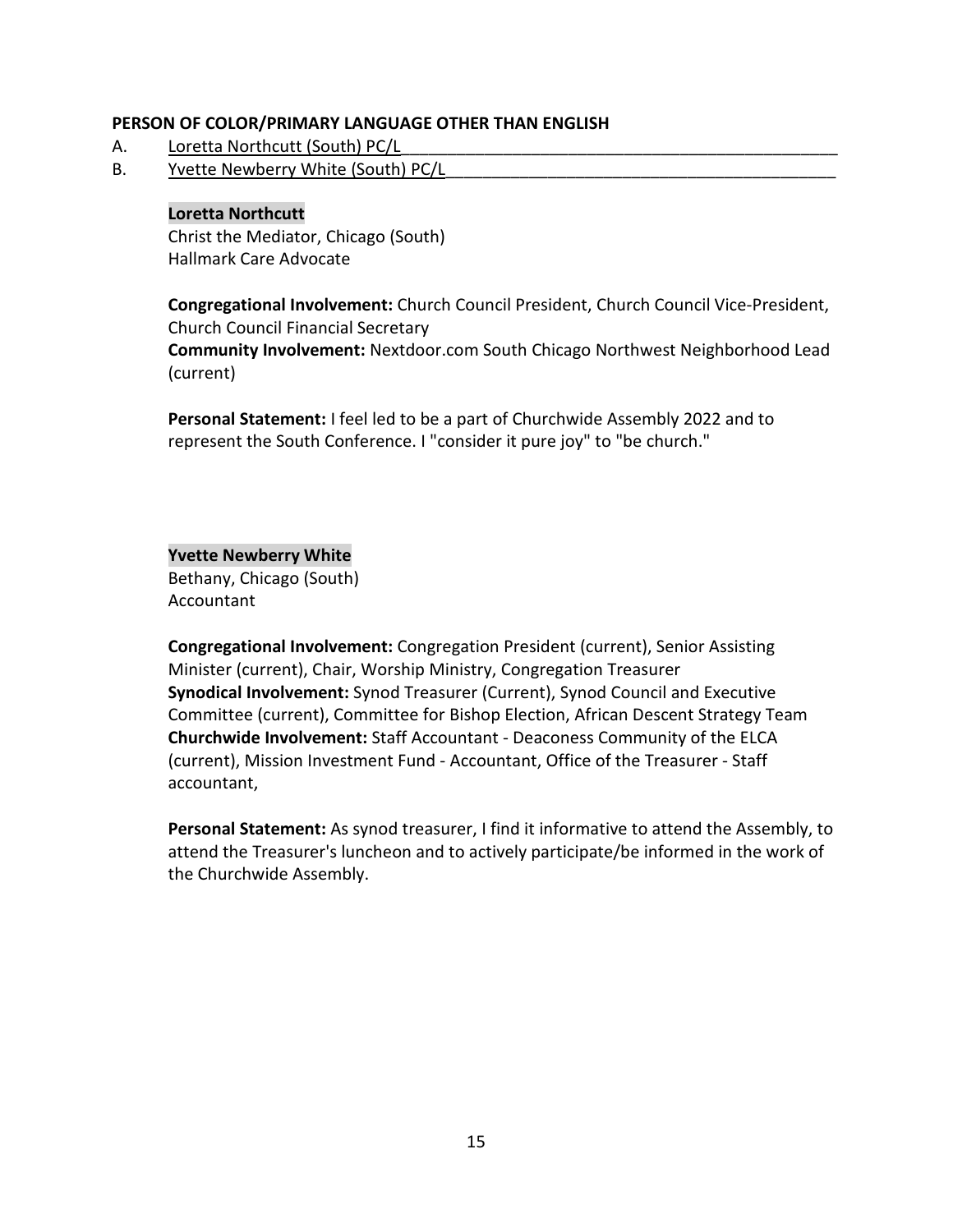**PERSON OF COLOR/PRIMARY LANGUAGE OTHER THAN ENGLISH**

A. Loretta Northcutt (South) PC/L

B. Yvette Newberry White (South) PC/L

**Loretta Northcutt**
Christ the Mediator, Chicago (South)
Hallmark Care Advocate

**Congregational Involvement:** Church Council President, Church Council Vice-President, Church Council Financial Secretary
**Community Involvement:** Nextdoor.com South Chicago Northwest Neighborhood Lead (current)

**Personal Statement:** I feel led to be a part of Churchwide Assembly 2022 and to represent the South Conference. I "consider it pure joy" to "be church."

**Yvette Newberry White**
Bethany, Chicago (South)
Accountant

**Congregational Involvement:** Congregation President (current), Senior Assisting Minister (current), Chair, Worship Ministry, Congregation Treasurer
**Synodical Involvement:** Synod Treasurer (Current), Synod Council and Executive Committee (current), Committee for Bishop Election, African Descent Strategy Team
**Churchwide Involvement:** Staff Accountant - Deaconess Community of the ELCA (current), Mission Investment Fund - Accountant, Office of the Treasurer - Staff accountant,

**Personal Statement:** As synod treasurer, I find it informative to attend the Assembly, to attend the Treasurer's luncheon and to actively participate/be informed in the work of the Churchwide Assembly.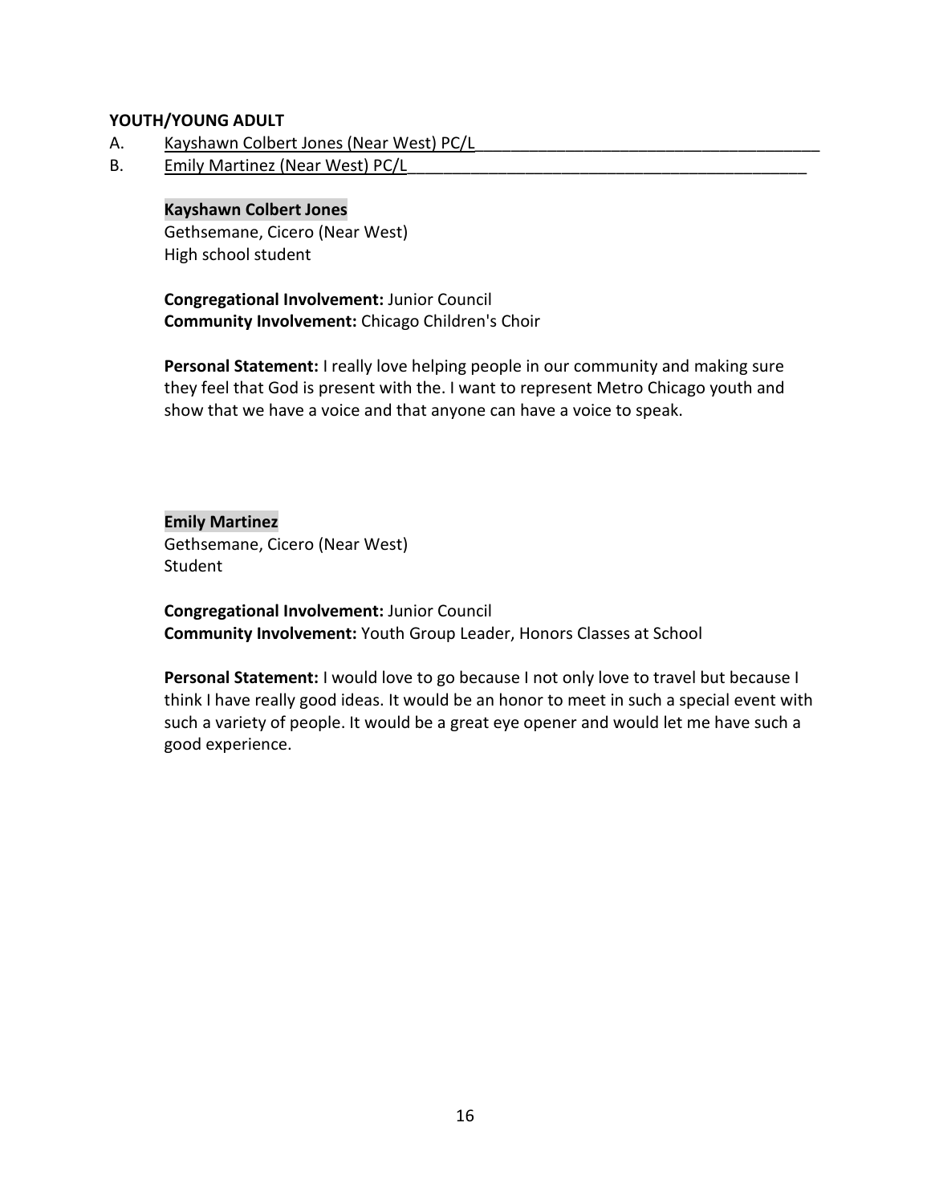**YOUTH/YOUNG ADULT**

A. Kayshawn Colbert Jones (Near West) PC/L______________________________________

B. Emily Martinez (Near West) PC/L______________________________________________

**Kayshawn Colbert Jones**
Gethsemane, Cicero (Near West)
High school student

**Congregational Involvement:** Junior Council
**Community Involvement:** Chicago Children's Choir

**Personal Statement:** I really love helping people in our community and making sure they feel that God is present with the. I want to represent Metro Chicago youth and show that we have a voice and that anyone can have a voice to speak.

**Emily Martinez**
Gethsemane, Cicero (Near West)
Student

**Congregational Involvement:** Junior Council
**Community Involvement:** Youth Group Leader, Honors Classes at School

**Personal Statement:** I would love to go because I not only love to travel but because I think I have really good ideas. It would be an honor to meet in such a special event with such a variety of people. It would be a great eye opener and would let me have such a good experience.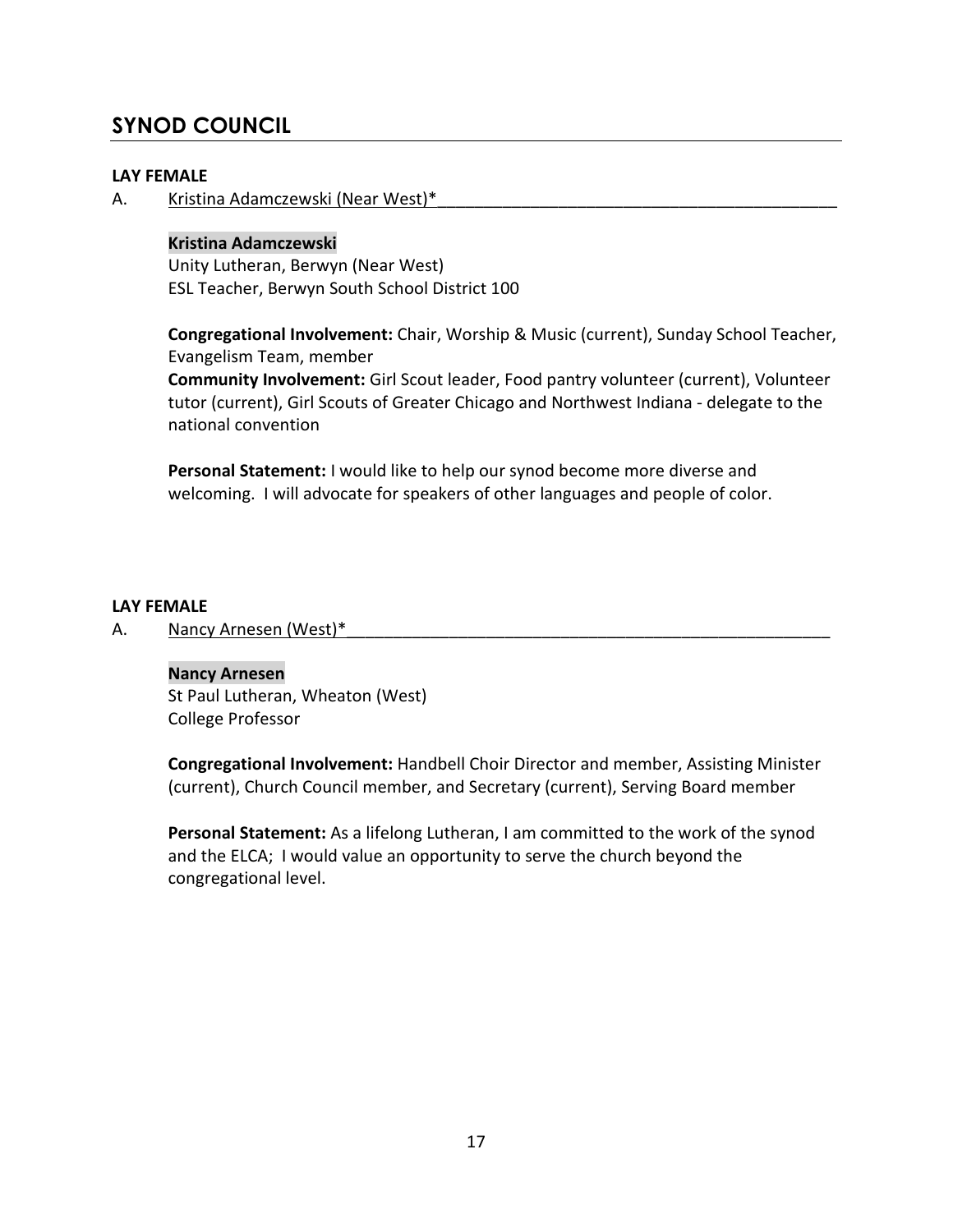## SYNOD COUNCIL

**LAY FEMALE**

A. Kristina Adamczewski (Near West)*____________________________________________

**Kristina Adamczewski**
Unity Lutheran, Berwyn (Near West)
ESL Teacher, Berwyn South School District 100

**Congregational Involvement:** Chair, Worship & Music (current), Sunday School Teacher, Evangelism Team, member
**Community Involvement:** Girl Scout leader, Food pantry volunteer (current), Volunteer tutor (current), Girl Scouts of Greater Chicago and Northwest Indiana - delegate to the national convention

**Personal Statement:** I would like to help our synod become more diverse and welcoming. I will advocate for speakers of other languages and people of color.

**LAY FEMALE**

A. Nancy Arnesen (West)*________________________________________________________

**Nancy Arnesen**
St Paul Lutheran, Wheaton (West)
College Professor

**Congregational Involvement:** Handbell Choir Director and member, Assisting Minister (current), Church Council member, and Secretary (current), Serving Board member

**Personal Statement:** As a lifelong Lutheran, I am committed to the work of the synod and the ELCA; I would value an opportunity to serve the church beyond the congregational level.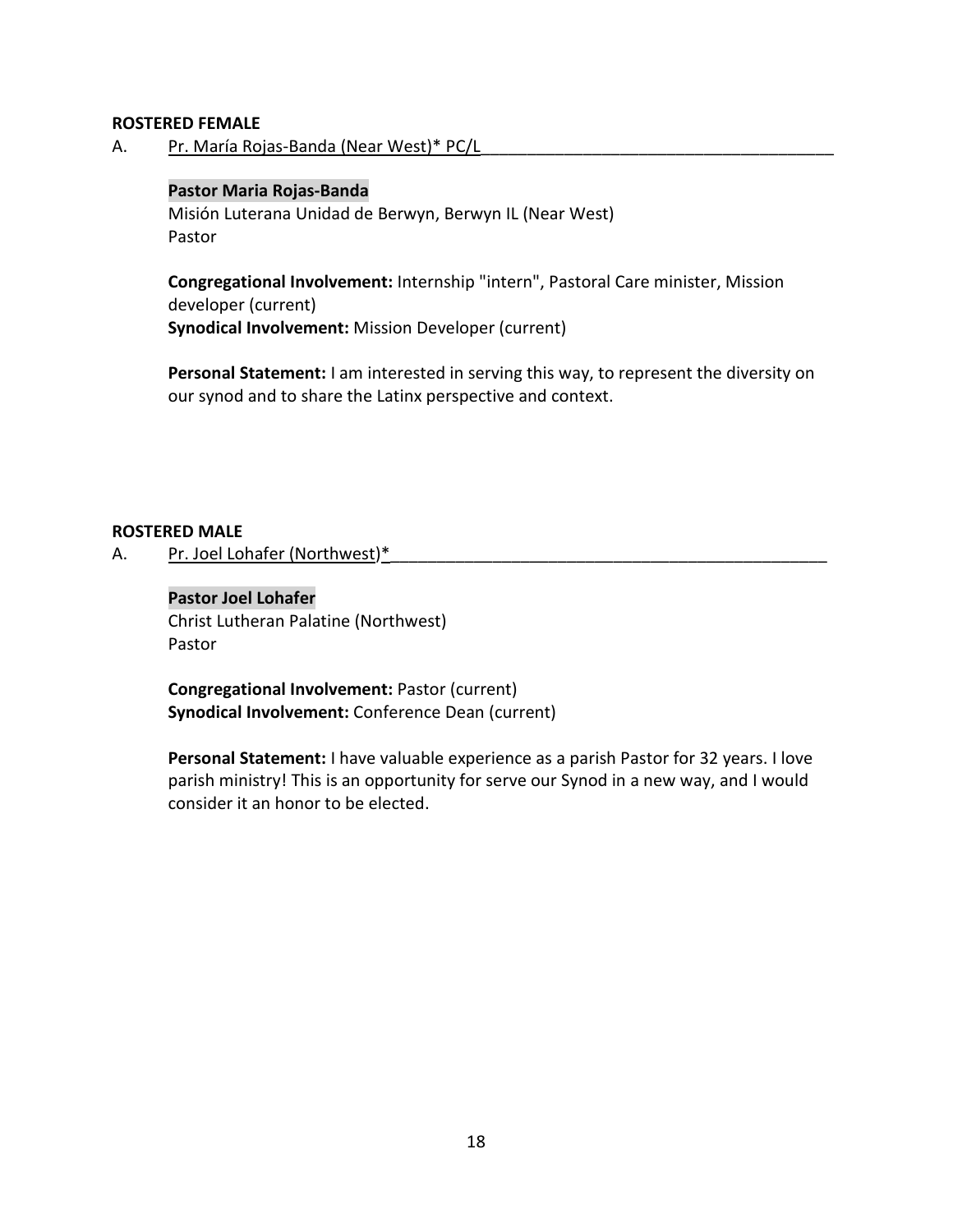**ROSTERED FEMALE**

A. Pr. María Rojas-Banda (Near West)* PC/L

**Pastor Maria Rojas-Banda**
Misión Luterana Unidad de Berwyn, Berwyn IL (Near West)
Pastor

**Congregational Involvement:** Internship "intern", Pastoral Care minister, Mission developer (current)
**Synodical Involvement:** Mission Developer (current)

**Personal Statement:** I am interested in serving this way, to represent the diversity on our synod and to share the Latinx perspective and context.

**ROSTERED MALE**

A. Pr. Joel Lohafer (Northwest)*

**Pastor Joel Lohafer**
Christ Lutheran Palatine (Northwest)
Pastor

**Congregational Involvement:** Pastor (current)
**Synodical Involvement:** Conference Dean (current)

**Personal Statement:** I have valuable experience as a parish Pastor for 32 years. I love parish ministry! This is an opportunity for serve our Synod in a new way, and I would consider it an honor to be elected.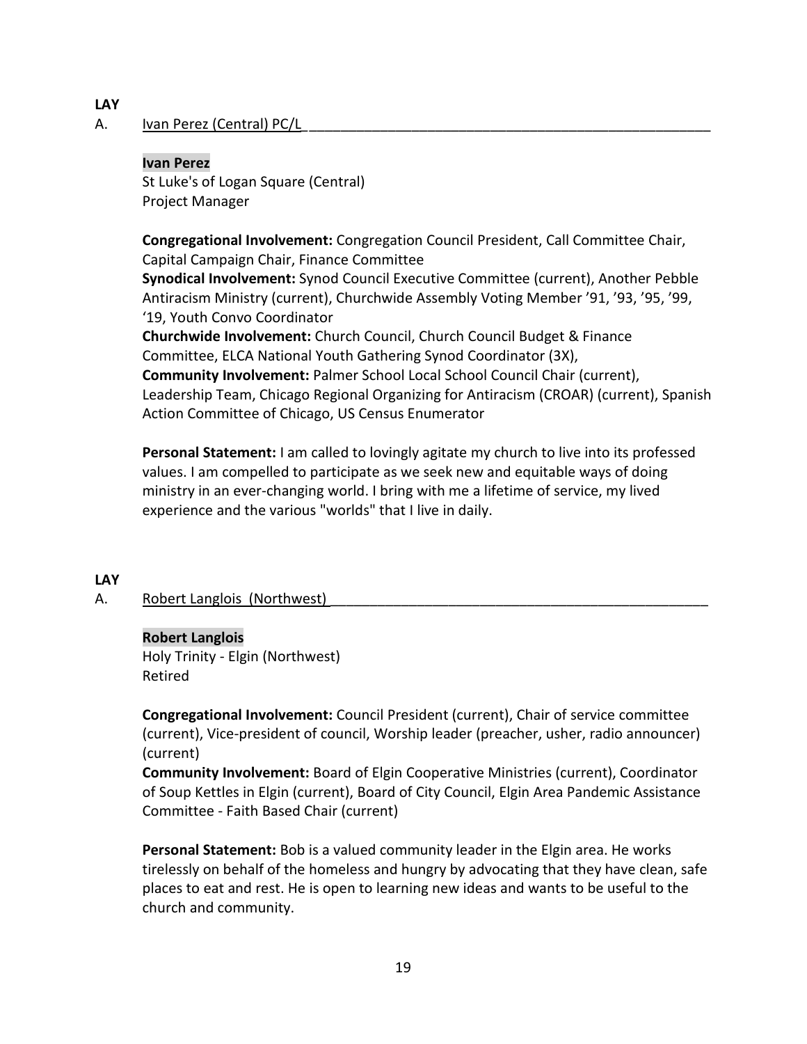**LAY**

A. Ivan Perez (Central) PC/L

**Ivan Perez**
St Luke's of Logan Square (Central)
Project Manager

**Congregational Involvement:** Congregation Council President, Call Committee Chair, Capital Campaign Chair, Finance Committee
**Synodical Involvement:** Synod Council Executive Committee (current), Another Pebble Antiracism Ministry (current), Churchwide Assembly Voting Member '91, '93, '95, '99, '19, Youth Convo Coordinator
**Churchwide Involvement:** Church Council, Church Council Budget & Finance Committee, ELCA National Youth Gathering Synod Coordinator (3X),
**Community Involvement:** Palmer School Local School Council Chair (current), Leadership Team, Chicago Regional Organizing for Antiracism (CROAR) (current), Spanish Action Committee of Chicago, US Census Enumerator

**Personal Statement:** I am called to lovingly agitate my church to live into its professed values. I am compelled to participate as we seek new and equitable ways of doing ministry in an ever-changing world. I bring with me a lifetime of service, my lived experience and the various "worlds" that I live in daily.

**LAY**

A. Robert Langlois (Northwest)

**Robert Langlois**
Holy Trinity - Elgin (Northwest)
Retired

**Congregational Involvement:** Council President (current), Chair of service committee (current), Vice-president of council, Worship leader (preacher, usher, radio announcer) (current)
**Community Involvement:** Board of Elgin Cooperative Ministries (current), Coordinator of Soup Kettles in Elgin (current), Board of City Council, Elgin Area Pandemic Assistance Committee - Faith Based Chair (current)

**Personal Statement:** Bob is a valued community leader in the Elgin area. He works tirelessly on behalf of the homeless and hungry by advocating that they have clean, safe places to eat and rest. He is open to learning new ideas and wants to be useful to the church and community.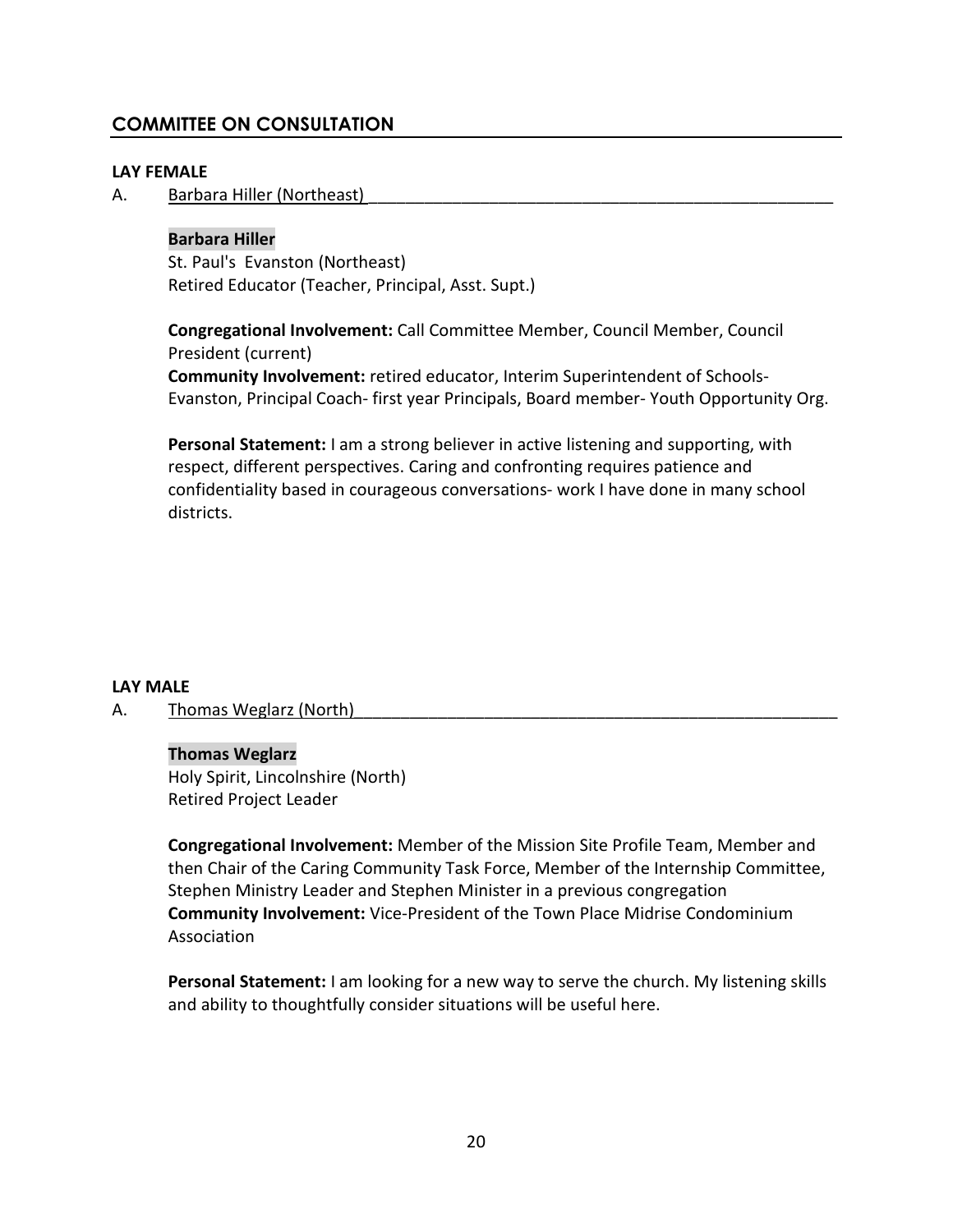## COMMITTEE ON CONSULTATION

**LAY FEMALE**

A. Barbara Hiller (Northeast)

**Barbara Hiller**
St. Paul's  Evanston (Northeast)
Retired Educator (Teacher, Principal, Asst. Supt.)

**Congregational Involvement:** Call Committee Member, Council Member, Council President (current)
**Community Involvement:** retired educator, Interim Superintendent of Schools- Evanston, Principal Coach- first year Principals, Board member- Youth Opportunity Org.

**Personal Statement:** I am a strong believer in active listening and supporting, with respect, different perspectives. Caring and confronting requires patience and confidentiality based in courageous conversations- work I have done in many school districts.

**LAY MALE**

A. Thomas Weglarz (North)

**Thomas Weglarz**
Holy Spirit, Lincolnshire (North)
Retired Project Leader

**Congregational Involvement:** Member of the Mission Site Profile Team, Member and then Chair of the Caring Community Task Force, Member of the Internship Committee, Stephen Ministry Leader and Stephen Minister in a previous congregation
**Community Involvement:** Vice-President of the Town Place Midrise Condominium Association

**Personal Statement:** I am looking for a new way to serve the church. My listening skills and ability to thoughtfully consider situations will be useful here.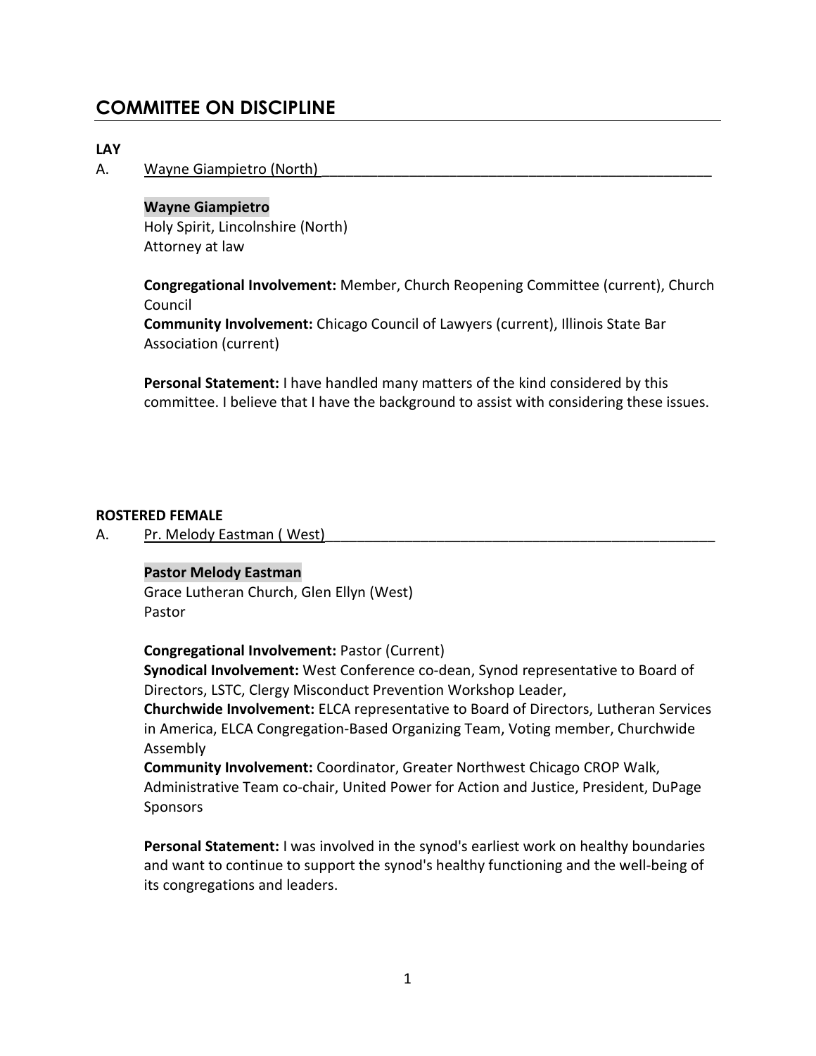## COMMITTEE ON DISCIPLINE

**LAY**

A. Wayne Giampietro (North)

**Wayne Giampietro**
Holy Spirit, Lincolnshire (North)
Attorney at law

**Congregational Involvement:** Member, Church Reopening Committee (current), Church Council
**Community Involvement:** Chicago Council of Lawyers (current), Illinois State Bar Association (current)

**Personal Statement:** I have handled many matters of the kind considered by this committee. I believe that I have the background to assist with considering these issues.

**ROSTERED FEMALE**

A. Pr. Melody Eastman ( West)

**Pastor Melody Eastman**
Grace Lutheran Church, Glen Ellyn (West)
Pastor

**Congregational Involvement:** Pastor (Current)
**Synodical Involvement:** West Conference co-dean, Synod representative to Board of Directors, LSTC, Clergy Misconduct Prevention Workshop Leader,
**Churchwide Involvement:** ELCA representative to Board of Directors, Lutheran Services in America, ELCA Congregation-Based Organizing Team, Voting member, Churchwide Assembly
**Community Involvement:** Coordinator, Greater Northwest Chicago CROP Walk, Administrative Team co-chair, United Power for Action and Justice, President, DuPage Sponsors

**Personal Statement:** I was involved in the synod's earliest work on healthy boundaries and want to continue to support the synod's healthy functioning and the well-being of its congregations and leaders.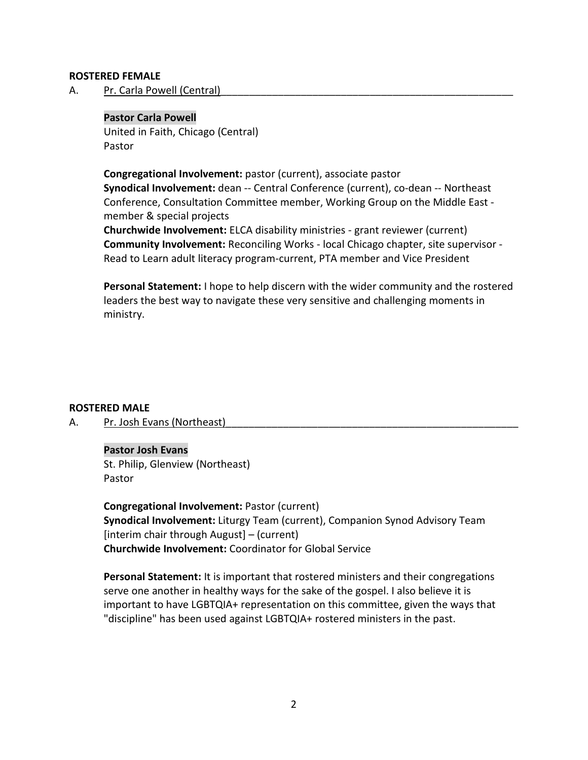**ROSTERED FEMALE**

A. Pr. Carla Powell (Central)

**Pastor Carla Powell**
United in Faith, Chicago (Central)
Pastor

**Congregational Involvement:** pastor (current), associate pastor
**Synodical Involvement:** dean -- Central Conference (current), co-dean -- Northeast Conference, Consultation Committee member, Working Group on the Middle East - member & special projects
**Churchwide Involvement:** ELCA disability ministries - grant reviewer (current)
**Community Involvement:** Reconciling Works - local Chicago chapter, site supervisor - Read to Learn adult literacy program-current, PTA member and Vice President

**Personal Statement:** I hope to help discern with the wider community and the rostered leaders the best way to navigate these very sensitive and challenging moments in ministry.

**ROSTERED MALE**

A. Pr. Josh Evans (Northeast)

**Pastor Josh Evans**
St. Philip, Glenview (Northeast)
Pastor

**Congregational Involvement:** Pastor (current)
**Synodical Involvement:** Liturgy Team (current), Companion Synod Advisory Team [interim chair through August] – (current)
**Churchwide Involvement:** Coordinator for Global Service

**Personal Statement:** It is important that rostered ministers and their congregations serve one another in healthy ways for the sake of the gospel. I also believe it is important to have LGBTQIA+ representation on this committee, given the ways that "discipline" has been used against LGBTQIA+ rostered ministers in the past.